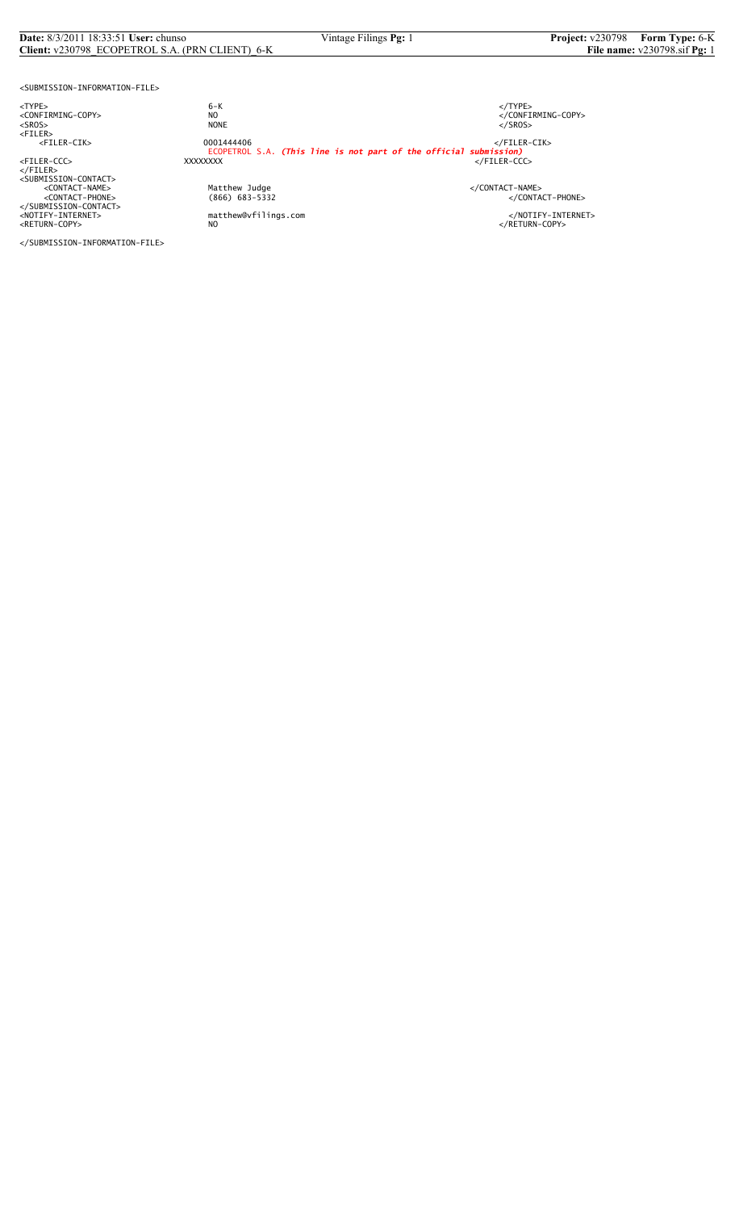```
<SUBMISSION-INFORMATION-FILE>

<TYPE>                      6-K                                                              </TYPE>
<CONFIRMING-COPY>           NO                                                               </CONFIRMING-COPY>
<SROS>                      NONE                                                             </SROS>
<FILER>
    <FILER-CIK>             0001444406                                                       </FILER-CIK>
                            ECOPETROL S.A. (This line is not part of the official submission)
<FILER-CCC>                 XXXXXXXX                                                         </FILER-CCC>
</FILER>
<SUBMISSION-CONTACT>
    <CONTACT-NAME>          Matthew Judge                                                    </CONTACT-NAME>
    <CONTACT-PHONE>         (866) 683-5332                                                   </CONTACT-PHONE>
</SUBMISSION-CONTACT>
<NOTIFY-INTERNET>           matthew@vfilings.com                                             </NOTIFY-INTERNET>
<RETURN-COPY>               NO                                                               </RETURN-COPY>

</SUBMISSION-INFORMATION-FILE>
```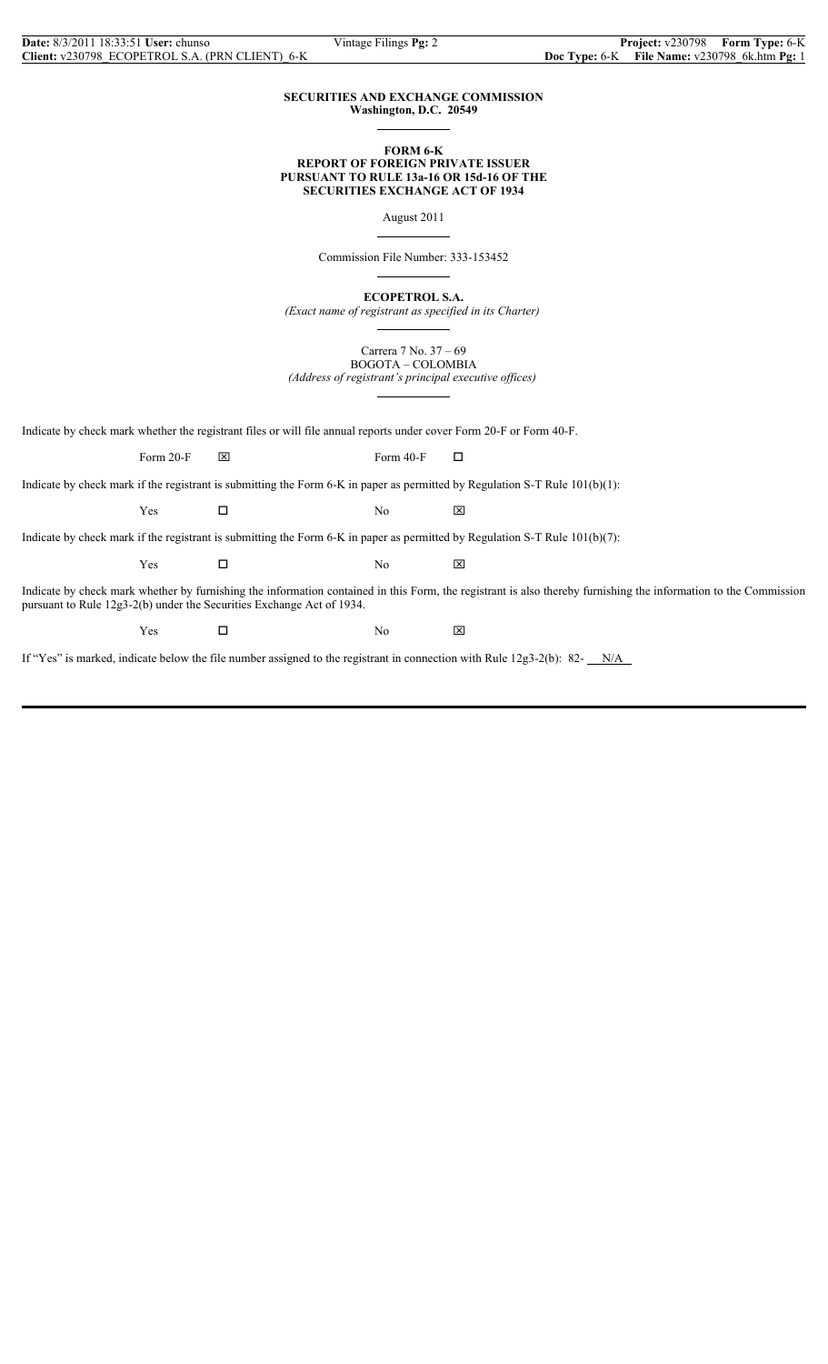**SECURITIES AND EXCHANGE COMMISSION**
**Washington, D.C. 20549**

**FORM 6-K**
**REPORT OF FOREIGN PRIVATE ISSUER**
**PURSUANT TO RULE 13a-16 OR 15d-16 OF THE**
**SECURITIES EXCHANGE ACT OF 1934**

August 2011

Commission File Number: 333-153452

**ECOPETROL S.A.**
*(Exact name of registrant as specified in its Charter)*

Carrera 7 No. 37 – 69
BOGOTA – COLOMBIA
*(Address of registrant's principal executive offices)*

Indicate by check mark whether the registrant files or will file annual reports under cover Form 20-F or Form 40-F.

Form 20-F ☒ Form 40-F ☐

Indicate by check mark if the registrant is submitting the Form 6-K in paper as permitted by Regulation S-T Rule 101(b)(1):

Yes ☐ No ☒

Indicate by check mark if the registrant is submitting the Form 6-K in paper as permitted by Regulation S-T Rule 101(b)(7):

Yes ☐ No ☒

Indicate by check mark whether by furnishing the information contained in this Form, the registrant is also thereby furnishing the information to the Commission pursuant to Rule 12g3-2(b) under the Securities Exchange Act of 1934.

Yes ☐ No ☒

If "Yes" is marked, indicate below the file number assigned to the registrant in connection with Rule 12g3-2(b): 82- N/A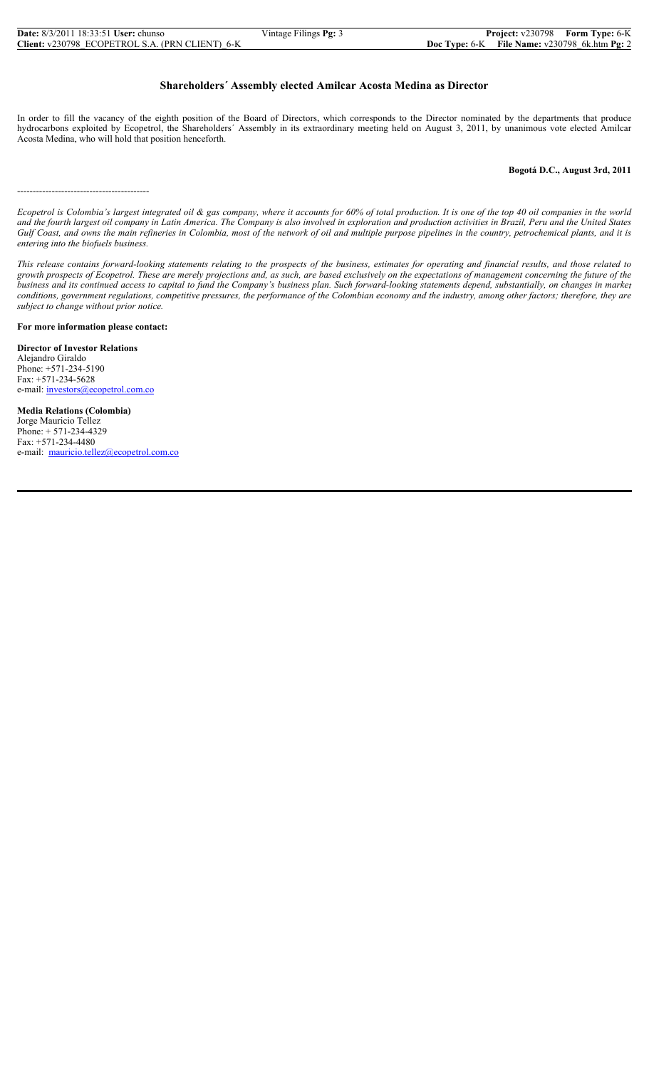## Shareholders´ Assembly elected Amilcar Acosta Medina as Director

In order to fill the vacancy of the eighth position of the Board of Directors, which corresponds to the Director nominated by the departments that produce hydrocarbons exploited by Ecopetrol, the Shareholders´ Assembly in its extraordinary meeting held on August 3, 2011, by unanimous vote elected Amilcar Acosta Medina, who will hold that position henceforth.

**Bogotá D.C., August 3rd, 2011**

-----------------------------------------

*Ecopetrol is Colombia's largest integrated oil & gas company, where it accounts for 60% of total production. It is one of the top 40 oil companies in the world and the fourth largest oil company in Latin America. The Company is also involved in exploration and production activities in Brazil, Peru and the United States Gulf Coast, and owns the main refineries in Colombia, most of the network of oil and multiple purpose pipelines in the country, petrochemical plants, and it is entering into the biofuels business.*

*This release contains forward-looking statements relating to the prospects of the business, estimates for operating and financial results, and those related to growth prospects of Ecopetrol. These are merely projections and, as such, are based exclusively on the expectations of management concerning the future of the business and its continued access to capital to fund the Company's business plan. Such forward-looking statements depend, substantially, on changes in market conditions, government regulations, competitive pressures, the performance of the Colombian economy and the industry, among other factors; therefore, they are subject to change without prior notice.*

**For more information please contact:**

**Director of Investor Relations**
Alejandro Giraldo
Phone: +571-234-5190
Fax: +571-234-5628
e-mail: investors@ecopetrol.com.co

**Media Relations (Colombia)**
Jorge Mauricio Tellez
Phone: + 571-234-4329
Fax: +571-234-4480
e-mail: mauricio.tellez@ecopetrol.com.co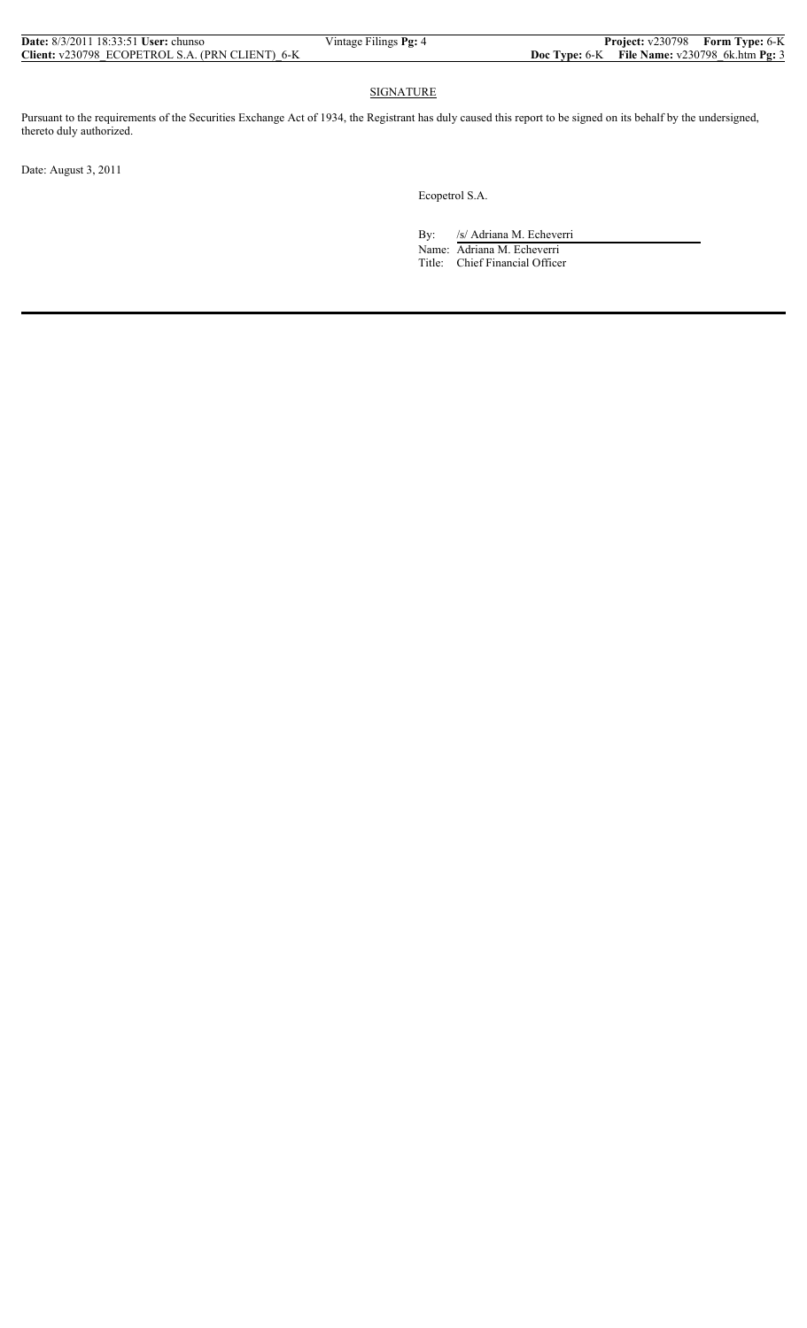## SIGNATURE

Pursuant to the requirements of the Securities Exchange Act of 1934, the Registrant has duly caused this report to be signed on its behalf by the undersigned, thereto duly authorized.

Date: August 3, 2011

Ecopetrol S.A.

By: /s/ Adriana M. Echeverri

Name: Adriana M. Echeverri

Title: Chief Financial Officer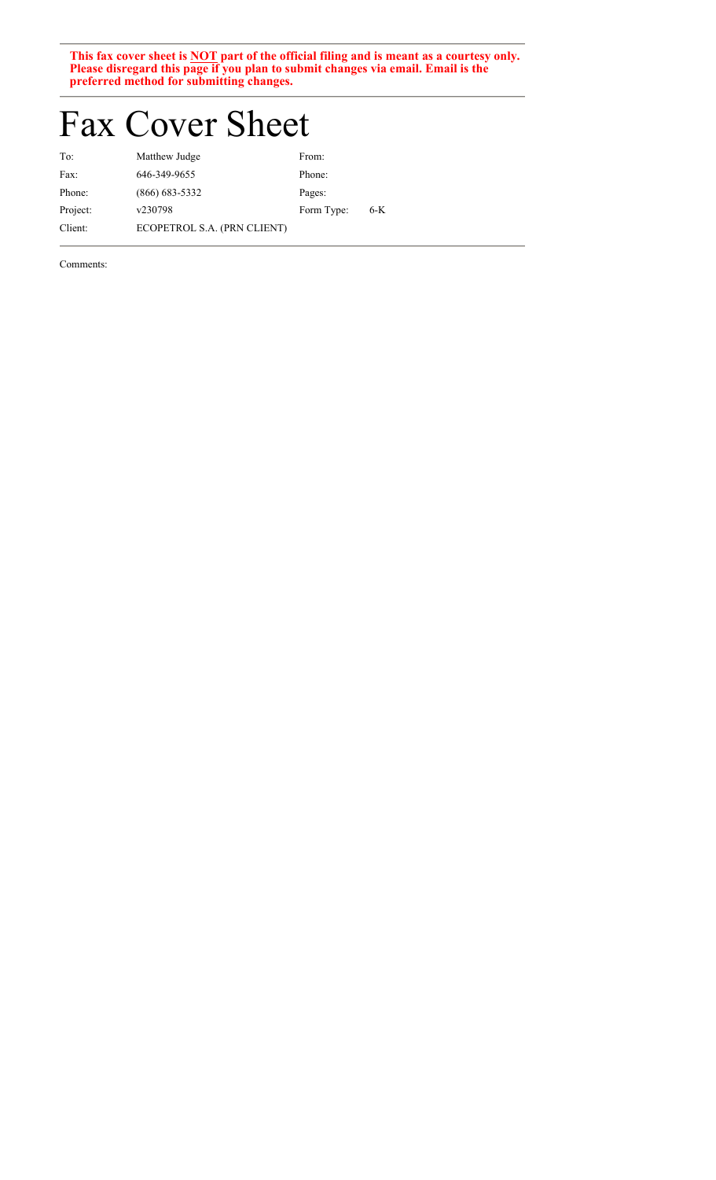**This fax cover sheet is NOT part of the official filing and is meant as a courtesy only. Please disregard this page if you plan to submit changes via email. Email is the preferred method for submitting changes.**

# Fax Cover Sheet

| | | | |
|---|---|---|---|
| To: | Matthew Judge | From: | |
| Fax: | 646-349-9655 | Phone: | |
| Phone: | (866) 683-5332 | Pages: | |
| Project: | v230798 | Form Type: | 6-K |
| Client: | ECOPETROL S.A. (PRN CLIENT) | | |

Comments: